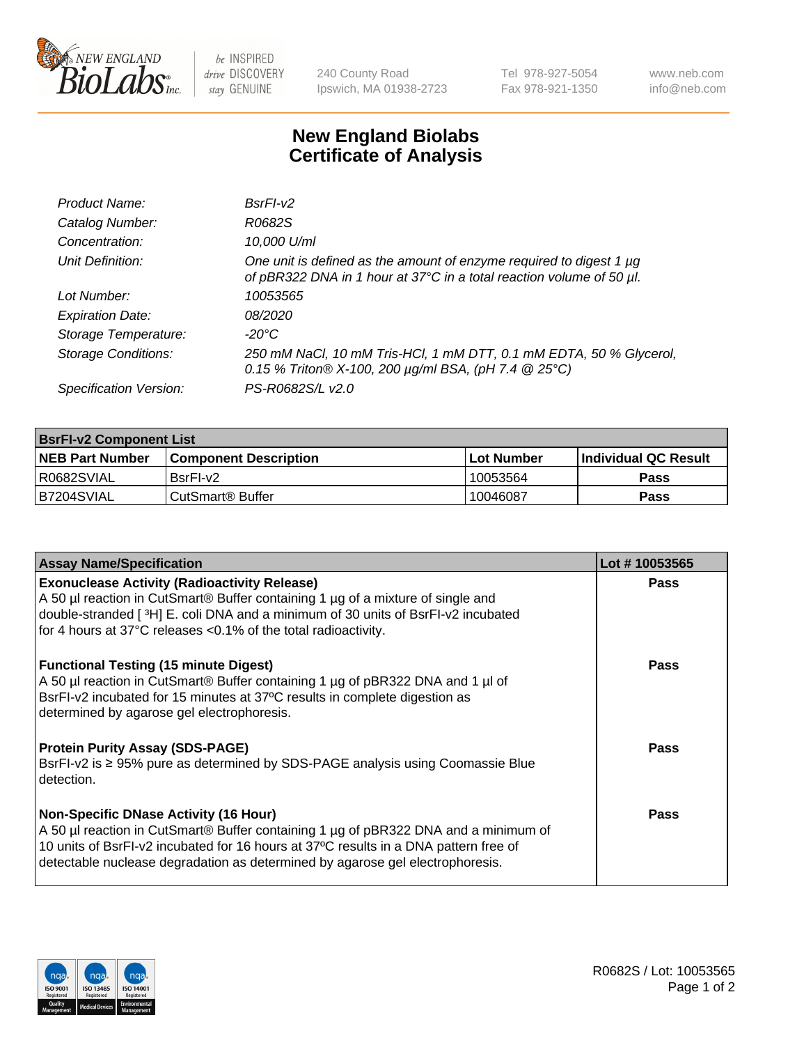# New England Biolabs Certificate of Analysis

| | |
|---|---|
| *Product Name:* | *BsrFI-v2* |
| *Catalog Number:* | *R0682S* |
| *Concentration:* | *10,000 U/ml* |
| *Unit Definition:* | *One unit is defined as the amount of enzyme required to digest 1 µg of pBR322 DNA in 1 hour at 37°C in a total reaction volume of 50 µl.* |
| *Lot Number:* | *10053565* |
| *Expiration Date:* | *08/2020* |
| *Storage Temperature:* | *-20°C* |
| *Storage Conditions:* | *250 mM NaCl, 10 mM Tris-HCl, 1 mM DTT, 0.1 mM EDTA, 50 % Glycerol, 0.15 % Triton® X-100, 200 µg/ml BSA, (pH 7.4 @ 25°C)* |
| *Specification Version:* | *PS-R0682S/L v2.0* |

| **BsrFI-v2 Component List** | | | |
|---|---|---|---|
| **NEB Part Number** | **Component Description** | **Lot Number** | **Individual QC Result** |
| R0682SVIAL | BsrFI-v2 | 10053564 | **Pass** |
| B7204SVIAL | CutSmart® Buffer | 10046087 | **Pass** |

| **Assay Name/Specification** | **Lot # 10053565** |
|---|---|
| **Exonuclease Activity (Radioactivity Release)** A 50 µl reaction in CutSmart® Buffer containing 1 µg of a mixture of single and double-stranded [ $^3$H] E. coli DNA and a minimum of 30 units of BsrFI-v2 incubated for 4 hours at 37°C releases <0.1% of the total radioactivity. | **Pass** |
| **Functional Testing (15 minute Digest)** A 50 µl reaction in CutSmart® Buffer containing 1 µg of pBR322 DNA and 1 µl of BsrFI-v2 incubated for 15 minutes at 37ºC results in complete digestion as determined by agarose gel electrophoresis. | **Pass** |
| **Protein Purity Assay (SDS-PAGE)** BsrFI-v2 is ≥ 95% pure as determined by SDS-PAGE analysis using Coomassie Blue detection. | **Pass** |
| **Non-Specific DNase Activity (16 Hour)** A 50 µl reaction in CutSmart® Buffer containing 1 µg of pBR322 DNA and a minimum of 10 units of BsrFI-v2 incubated for 16 hours at 37ºC results in a DNA pattern free of detectable nuclease degradation as determined by agarose gel electrophoresis. | **Pass** |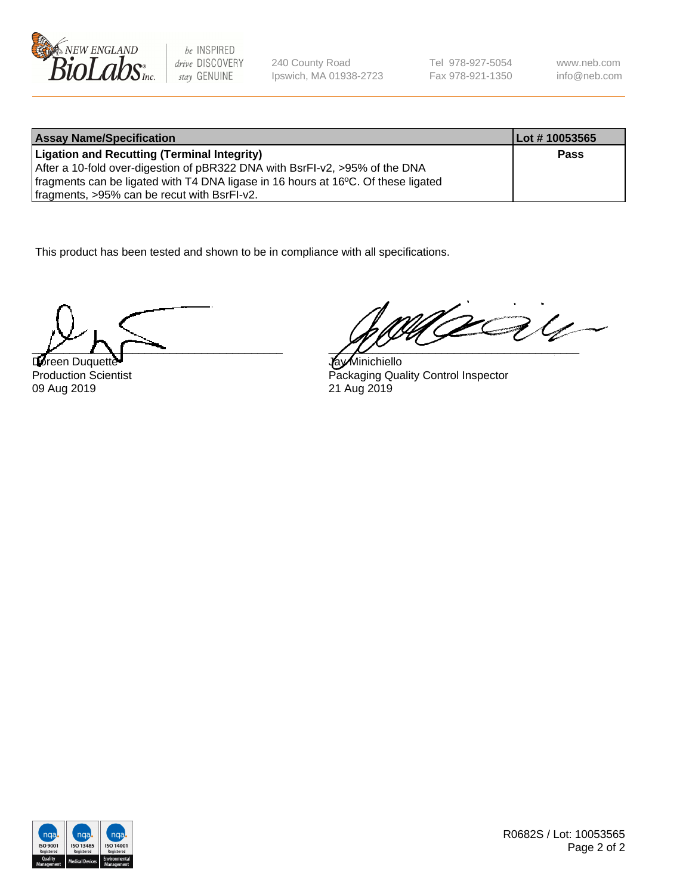| Assay Name/Specification | Lot # 10053565 |
|---|---|
| **Ligation and Recutting (Terminal Integrity)**<br>After a 10-fold over-digestion of pBR322 DNA with BsrFI-v2, >95% of the DNA fragments can be ligated with T4 DNA ligase in 16 hours at 16ºC. Of these ligated fragments, >95% can be recut with BsrFI-v2. | **Pass** |

This product has been tested and shown to be in compliance with all specifications.

Doreen Duquette
Production Scientist
09 Aug 2019

Jay Minichiello
Packaging Quality Control Inspector
21 Aug 2019

R0682S / Lot: 10053565